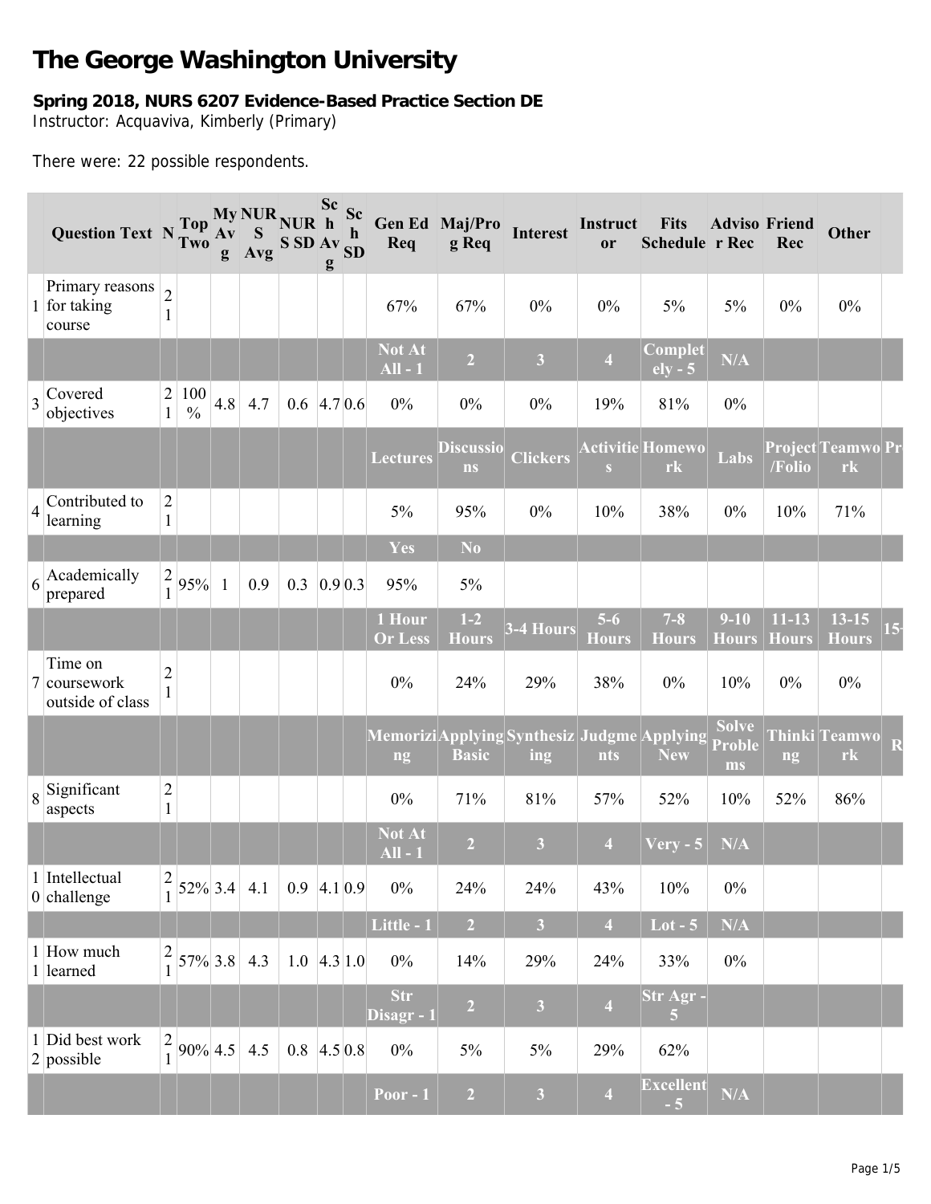# The George Washington University

**Spring 2018, NURS 6207 Evidence-Based Practice Section DE**
Instructor: Acquaviva, Kimberly (Primary)

There were: 22 possible respondents.

| | Question Text | N | Top Two | My Avg | NURS Avg | NURS SD | Sch Avg | Sch SD | Gen Ed Req | Maj/Prog Req | Interest | Instructor | Fits Schedule | Advisor Rec | Friend Rec | Other | |
|---|---|---|---|---|---|---|---|---|---|---|---|---|---|---|---|---|---|
| 1 | Primary reasons for taking course | 21 | | | | | | | 67% | 67% | 0% | 0% | 5% | 5% | 0% | 0% | |
| | | | | | | | | | Not At All - 1 | 2 | 3 | 4 | Completely - 5 | N/A | | | |
| 3 | Covered objectives | 21 | 100% | 4.8 | 4.7 | 0.6 | 4.7 | 0.6 | 0% | 0% | 0% | 19% | 81% | 0% | | | |
| | | | | | | | | | Lectures | Discussions | Clickers | Activities | Homework | Labs | Project/Folio | Teamwork | Pr |
| 4 | Contributed to learning | 21 | | | | | | | 5% | 95% | 0% | 10% | 38% | 0% | 10% | 71% | |
| | | | | | | | | | Yes | No | | | | | | | |
| 6 | Academically prepared | 21 | 95% | 1 | 0.9 | 0.3 | 0.9 | 0.3 | 95% | 5% | | | | | | | |
| | | | | | | | | | 1 Hour Or Less | 1-2 Hours | 3-4 Hours | 5-6 Hours | 7-8 Hours | 9-10 Hours | 11-13 Hours | 13-15 Hours | 15- |
| 7 | Time on coursework outside of class | 21 | | | | | | | 0% | 24% | 29% | 38% | 0% | 10% | 0% | 0% | |
| | | | | | | | | | Memorizing | Applying Basic | Synthesizing | Judgments | Applying New | Solve Problems | Thinking | Teamwork | R |
| 8 | Significant aspects | 21 | | | | | | | 0% | 71% | 81% | 57% | 52% | 10% | 52% | 86% | |
| | | | | | | | | | Not At All - 1 | 2 | 3 | 4 | Very - 5 | N/A | | | |
| 10 | Intellectual challenge | 21 | 52% | 3.4 | 4.1 | 0.9 | 4.1 | 0.9 | 0% | 24% | 24% | 43% | 10% | 0% | | | |
| | | | | | | | | | Little - 1 | 2 | 3 | 4 | Lot - 5 | N/A | | | |
| 11 | How much learned | 21 | 57% | 3.8 | 4.3 | 1.0 | 4.3 | 1.0 | 0% | 14% | 29% | 24% | 33% | 0% | | | |
| | | | | | | | | | Str Disagr - 1 | 2 | 3 | 4 | Str Agr - 5 | | | | |
| 12 | Did best work possible | 21 | 90% | 4.5 | 4.5 | 0.8 | 4.5 | 0.8 | 0% | 5% | 5% | 29% | 62% | | | | |
| | | | | | | | | | Poor - 1 | 2 | 3 | 4 | Excellent - 5 | N/A | | | |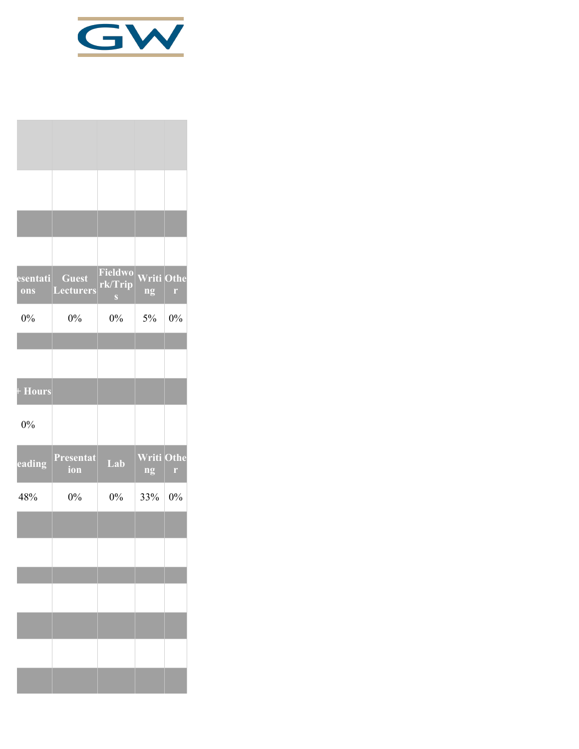| esentations | Guest Lecturers | Fieldwork/Trips | Writing | Other |
|---|---|---|---|---|
| 0% | 0% | 0% | 5% | 0% |

| + Hours | | | | |
|---|---|---|---|---|
| 0% | | | | |

| eading | Presentation | Lab | Writing | Other |
|---|---|---|---|---|
| 48% | 0% | 0% | 33% | 0% |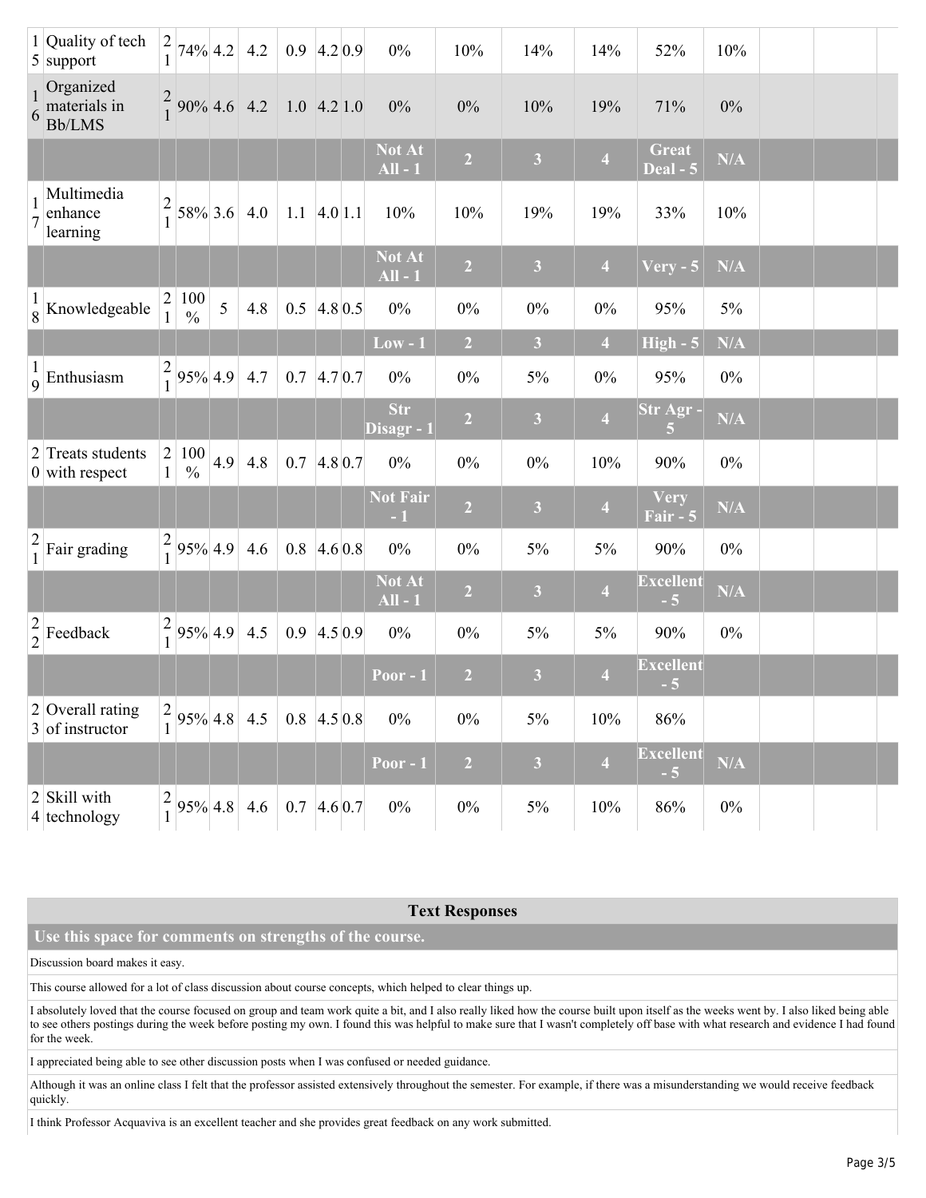| | | | | | | | | | | | | | | | | | |
|---|---|---|---|---|---|---|---|---|---|---|---|---|---|---|---|---|---|
| 15 | Quality of tech support | 21 | 74% | 4.2 | 4.2 | 0.9 | 4.2 | 0.9 | 0% | 10% | 14% | 14% | 52% | 10% | | | |
| 16 | Organized materials in Bb/LMS | 21 | 90% | 4.6 | 4.2 | 1.0 | 4.2 | 1.0 | 0% | 0% | 10% | 19% | 71% | 0% | | | |
| | | | | | | | | | **Not At All - 1** | **2** | **3** | **4** | **Great Deal - 5** | **N/A** | | | |
| 17 | Multimedia enhance learning | 21 | 58% | 3.6 | 4.0 | 1.1 | 4.0 | 1.1 | 10% | 10% | 19% | 19% | 33% | 10% | | | |
| | | | | | | | | | **Not At All - 1** | **2** | **3** | **4** | **Very - 5** | **N/A** | | | |
| 18 | Knowledgeable | 21 | 100 % | 5 | 4.8 | 0.5 | 4.8 | 0.5 | 0% | 0% | 0% | 0% | 95% | 5% | | | |
| | | | | | | | | | **Low - 1** | **2** | **3** | **4** | **High - 5** | **N/A** | | | |
| 19 | Enthusiasm | 21 | 95% | 4.9 | 4.7 | 0.7 | 4.7 | 0.7 | 0% | 0% | 5% | 0% | 95% | 0% | | | |
| | | | | | | | | | **Str Disagr - 1** | **2** | **3** | **4** | **Str Agr - 5** | **N/A** | | | |
| 20 | Treats students with respect | 21 | 100 % | 4.9 | 4.8 | 0.7 | 4.8 | 0.7 | 0% | 0% | 0% | 10% | 90% | 0% | | | |
| | | | | | | | | | **Not Fair - 1** | **2** | **3** | **4** | **Very Fair - 5** | **N/A** | | | |
| 21 | Fair grading | 21 | 95% | 4.9 | 4.6 | 0.8 | 4.6 | 0.8 | 0% | 0% | 5% | 5% | 90% | 0% | | | |
| | | | | | | | | | **Not At All - 1** | **2** | **3** | **4** | **Excellent - 5** | **N/A** | | | |
| 22 | Feedback | 21 | 95% | 4.9 | 4.5 | 0.9 | 4.5 | 0.9 | 0% | 0% | 5% | 5% | 90% | 0% | | | |
| | | | | | | | | | **Poor - 1** | **2** | **3** | **4** | **Excellent - 5** | | | | |
| 23 | Overall rating of instructor | 21 | 95% | 4.8 | 4.5 | 0.8 | 4.5 | 0.8 | 0% | 0% | 5% | 10% | 86% | | | | |
| | | | | | | | | | **Poor - 1** | **2** | **3** | **4** | **Excellent - 5** | **N/A** | | | |
| 24 | Skill with technology | 21 | 95% | 4.8 | 4.6 | 0.7 | 4.6 | 0.7 | 0% | 0% | 5% | 10% | 86% | 0% | | | |

## Text Responses

### Use this space for comments on strengths of the course.

Discussion board makes it easy.

This course allowed for a lot of class discussion about course concepts, which helped to clear things up.

I absolutely loved that the course focused on group and team work quite a bit, and I also really liked how the course built upon itself as the weeks went by. I also liked being able to see others postings during the week before posting my own. I found this was helpful to make sure that I wasn't completely off base with what research and evidence I had found for the week.

I appreciated being able to see other discussion posts when I was confused or needed guidance.

Although it was an online class I felt that the professor assisted extensively throughout the semester. For example, if there was a misunderstanding we would receive feedback quickly.

I think Professor Acquaviva is an excellent teacher and she provides great feedback on any work submitted.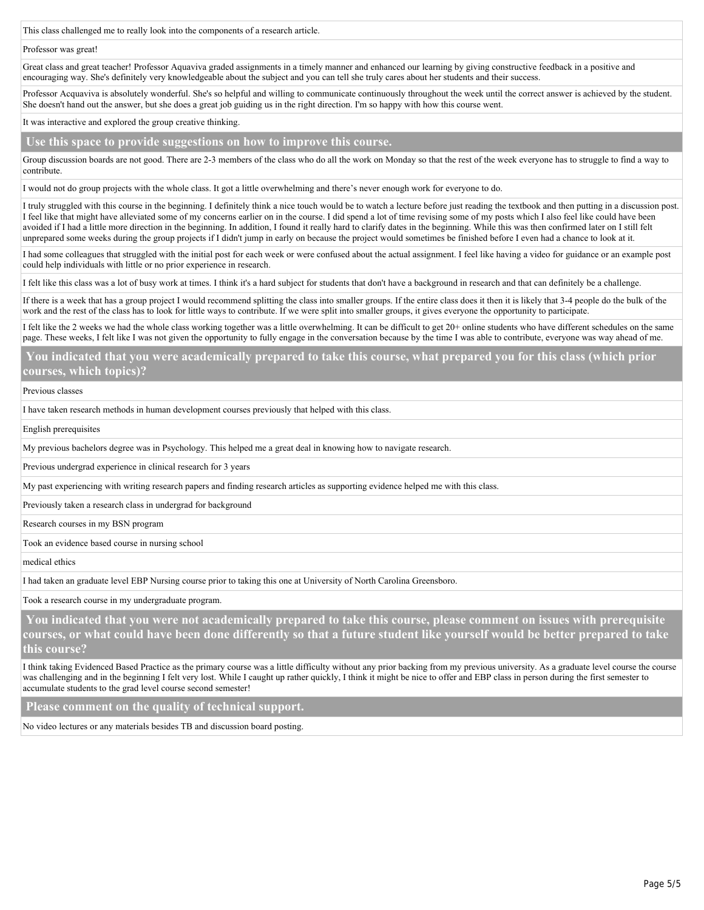This class challenged me to really look into the components of a research article.

Professor was great!

Great class and great teacher! Professor Aquaviva graded assignments in a timely manner and enhanced our learning by giving constructive feedback in a positive and encouraging way. She's definitely very knowledgeable about the subject and you can tell she truly cares about her students and their success.

Professor Acquaviva is absolutely wonderful. She's so helpful and willing to communicate continuously throughout the week until the correct answer is achieved by the student. She doesn't hand out the answer, but she does a great job guiding us in the right direction. I'm so happy with how this course went.

It was interactive and explored the group creative thinking.

## Use this space to provide suggestions on how to improve this course.

Group discussion boards are not good. There are 2-3 members of the class who do all the work on Monday so that the rest of the week everyone has to struggle to find a way to contribute.

I would not do group projects with the whole class. It got a little overwhelming and there's never enough work for everyone to do.

I truly struggled with this course in the beginning. I definitely think a nice touch would be to watch a lecture before just reading the textbook and then putting in a discussion post. I feel like that might have alleviated some of my concerns earlier on in the course. I did spend a lot of time revising some of my posts which I also feel like could have been avoided if I had a little more direction in the beginning. In addition, I found it really hard to clarify dates in the beginning. While this was then confirmed later on I still felt unprepared some weeks during the group projects if I didn't jump in early on because the project would sometimes be finished before I even had a chance to look at it.

I had some colleagues that struggled with the initial post for each week or were confused about the actual assignment. I feel like having a video for guidance or an example post could help individuals with little or no prior experience in research.

I felt like this class was a lot of busy work at times. I think it's a hard subject for students that don't have a background in research and that can definitely be a challenge.

If there is a week that has a group project I would recommend splitting the class into smaller groups. If the entire class does it then it is likely that 3-4 people do the bulk of the work and the rest of the class has to look for little ways to contribute. If we were split into smaller groups, it gives everyone the opportunity to participate.

I felt like the 2 weeks we had the whole class working together was a little overwhelming. It can be difficult to get 20+ online students who have different schedules on the same page. These weeks, I felt like I was not given the opportunity to fully engage in the conversation because by the time I was able to contribute, everyone was way ahead of me.

## You indicated that you were academically prepared to take this course, what prepared you for this class (which prior courses, which topics)?

Previous classes

I have taken research methods in human development courses previously that helped with this class.

English prerequisites

My previous bachelors degree was in Psychology. This helped me a great deal in knowing how to navigate research.

Previous undergrad experience in clinical research for 3 years

My past experiencing with writing research papers and finding research articles as supporting evidence helped me with this class.

Previously taken a research class in undergrad for background

Research courses in my BSN program

Took an evidence based course in nursing school

medical ethics

I had taken an graduate level EBP Nursing course prior to taking this one at University of North Carolina Greensboro.

Took a research course in my undergraduate program.

## You indicated that you were not academically prepared to take this course, please comment on issues with prerequisite courses, or what could have been done differently so that a future student like yourself would be better prepared to take this course?

I think taking Evidenced Based Practice as the primary course was a little difficulty without any prior backing from my previous university. As a graduate level course the course was challenging and in the beginning I felt very lost. While I caught up rather quickly, I think it might be nice to offer and EBP class in person during the first semester to accumulate students to the grad level course second semester!

## Please comment on the quality of technical support.

No video lectures or any materials besides TB and discussion board posting.